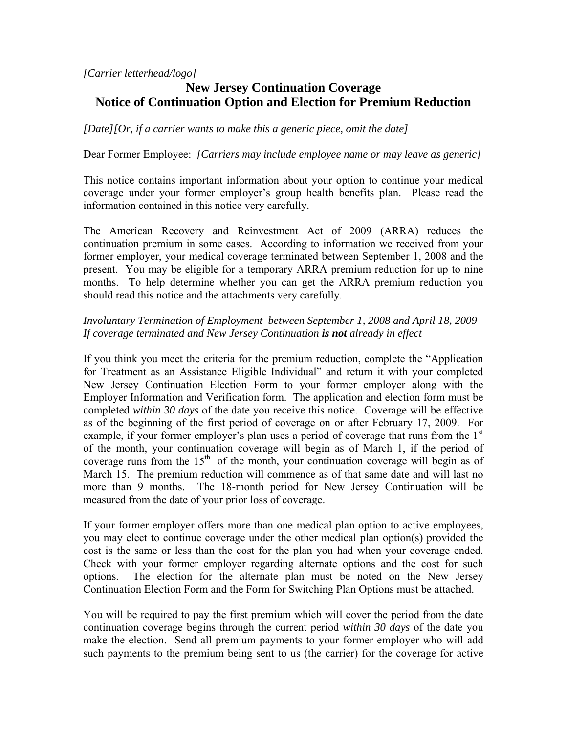*[Carrier letterhead/logo]*

# New Jersey Continuation Coverage
## Notice of Continuation Option and Election for Premium Reduction

*[Date][Or, if a carrier wants to make this a generic piece, omit the date]*

Dear Former Employee: *[Carriers may include employee name or may leave as generic]*

This notice contains important information about your option to continue your medical coverage under your former employer's group health benefits plan. Please read the information contained in this notice very carefully.

The American Recovery and Reinvestment Act of 2009 (ARRA) reduces the continuation premium in some cases. According to information we received from your former employer, your medical coverage terminated between September 1, 2008 and the present. You may be eligible for a temporary ARRA premium reduction for up to nine months. To help determine whether you can get the ARRA premium reduction you should read this notice and the attachments very carefully.

*Involuntary Termination of Employment between September 1, 2008 and April 18, 2009*
*If coverage terminated and New Jersey Continuation **is not** already in effect*

If you think you meet the criteria for the premium reduction, complete the "Application for Treatment as an Assistance Eligible Individual" and return it with your completed New Jersey Continuation Election Form to your former employer along with the Employer Information and Verification form. The application and election form must be completed *within 30 days* of the date you receive this notice. Coverage will be effective as of the beginning of the first period of coverage on or after February 17, 2009. For example, if your former employer's plan uses a period of coverage that runs from the 1st of the month, your continuation coverage will begin as of March 1, if the period of coverage runs from the 15th of the month, your continuation coverage will begin as of March 15. The premium reduction will commence as of that same date and will last no more than 9 months. The 18-month period for New Jersey Continuation will be measured from the date of your prior loss of coverage.

If your former employer offers more than one medical plan option to active employees, you may elect to continue coverage under the other medical plan option(s) provided the cost is the same or less than the cost for the plan you had when your coverage ended. Check with your former employer regarding alternate options and the cost for such options. The election for the alternate plan must be noted on the New Jersey Continuation Election Form and the Form for Switching Plan Options must be attached.

You will be required to pay the first premium which will cover the period from the date continuation coverage begins through the current period *within 30 days* of the date you make the election. Send all premium payments to your former employer who will add such payments to the premium being sent to us (the carrier) for the coverage for active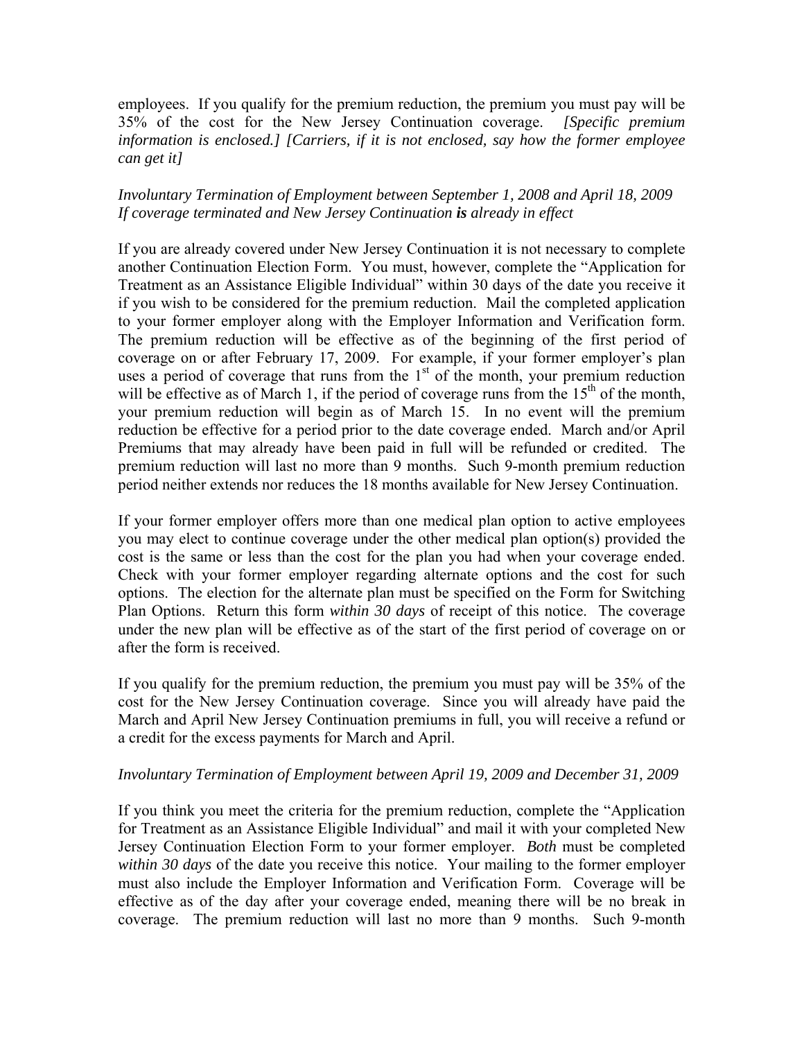employees. If you qualify for the premium reduction, the premium you must pay will be 35% of the cost for the New Jersey Continuation coverage. *[Specific premium information is enclosed.] [Carriers, if it is not enclosed, say how the former employee can get it]*

*Involuntary Termination of Employment between September 1, 2008 and April 18, 2009*
*If coverage terminated and New Jersey Continuation **is** already in effect*

If you are already covered under New Jersey Continuation it is not necessary to complete another Continuation Election Form. You must, however, complete the "Application for Treatment as an Assistance Eligible Individual" within 30 days of the date you receive it if you wish to be considered for the premium reduction. Mail the completed application to your former employer along with the Employer Information and Verification form. The premium reduction will be effective as of the beginning of the first period of coverage on or after February 17, 2009. For example, if your former employer's plan uses a period of coverage that runs from the 1st of the month, your premium reduction will be effective as of March 1, if the period of coverage runs from the 15th of the month, your premium reduction will begin as of March 15. In no event will the premium reduction be effective for a period prior to the date coverage ended. March and/or April Premiums that may already have been paid in full will be refunded or credited. The premium reduction will last no more than 9 months. Such 9-month premium reduction period neither extends nor reduces the 18 months available for New Jersey Continuation.

If your former employer offers more than one medical plan option to active employees you may elect to continue coverage under the other medical plan option(s) provided the cost is the same or less than the cost for the plan you had when your coverage ended. Check with your former employer regarding alternate options and the cost for such options. The election for the alternate plan must be specified on the Form for Switching Plan Options. Return this form *within 30 days* of receipt of this notice. The coverage under the new plan will be effective as of the start of the first period of coverage on or after the form is received.

If you qualify for the premium reduction, the premium you must pay will be 35% of the cost for the New Jersey Continuation coverage. Since you will already have paid the March and April New Jersey Continuation premiums in full, you will receive a refund or a credit for the excess payments for March and April.

*Involuntary Termination of Employment between April 19, 2009 and December 31, 2009*

If you think you meet the criteria for the premium reduction, complete the "Application for Treatment as an Assistance Eligible Individual" and mail it with your completed New Jersey Continuation Election Form to your former employer. *Both* must be completed *within 30 days* of the date you receive this notice. Your mailing to the former employer must also include the Employer Information and Verification Form. Coverage will be effective as of the day after your coverage ended, meaning there will be no break in coverage. The premium reduction will last no more than 9 months. Such 9-month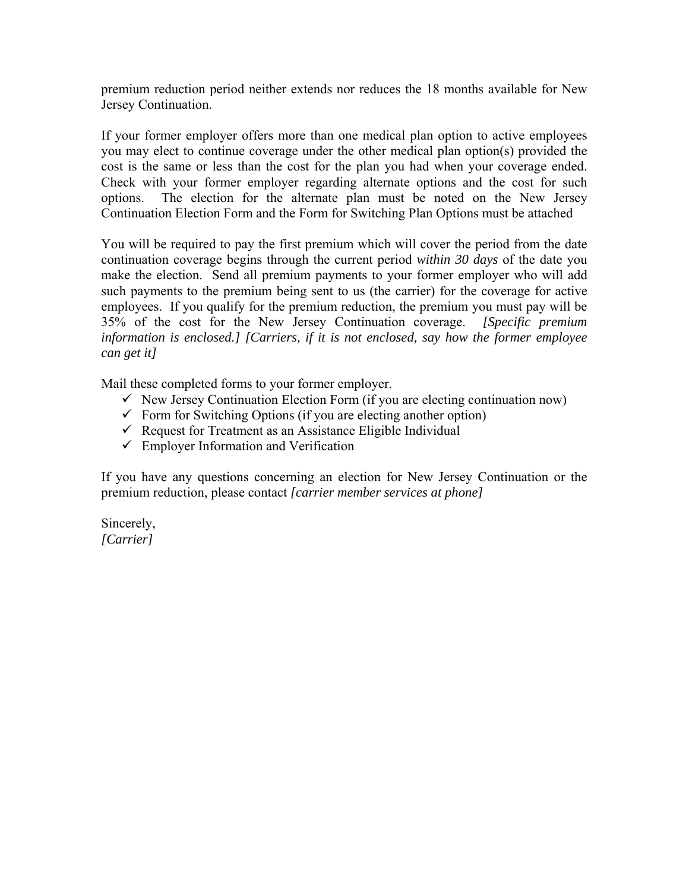premium reduction period neither extends nor reduces the 18 months available for New Jersey Continuation.

If your former employer offers more than one medical plan option to active employees you may elect to continue coverage under the other medical plan option(s) provided the cost is the same or less than the cost for the plan you had when your coverage ended. Check with your former employer regarding alternate options and the cost for such options. The election for the alternate plan must be noted on the New Jersey Continuation Election Form and the Form for Switching Plan Options must be attached

You will be required to pay the first premium which will cover the period from the date continuation coverage begins through the current period *within 30 days* of the date you make the election. Send all premium payments to your former employer who will add such payments to the premium being sent to us (the carrier) for the coverage for active employees. If you qualify for the premium reduction, the premium you must pay will be 35% of the cost for the New Jersey Continuation coverage. *[Specific premium information is enclosed.] [Carriers, if it is not enclosed, say how the former employee can get it]*

Mail these completed forms to your former employer.

- ✓ New Jersey Continuation Election Form (if you are electing continuation now)
- ✓ Form for Switching Options (if you are electing another option)
- ✓ Request for Treatment as an Assistance Eligible Individual
- ✓ Employer Information and Verification

If you have any questions concerning an election for New Jersey Continuation or the premium reduction, please contact *[carrier member services at phone]*

Sincerely,
*[Carrier]*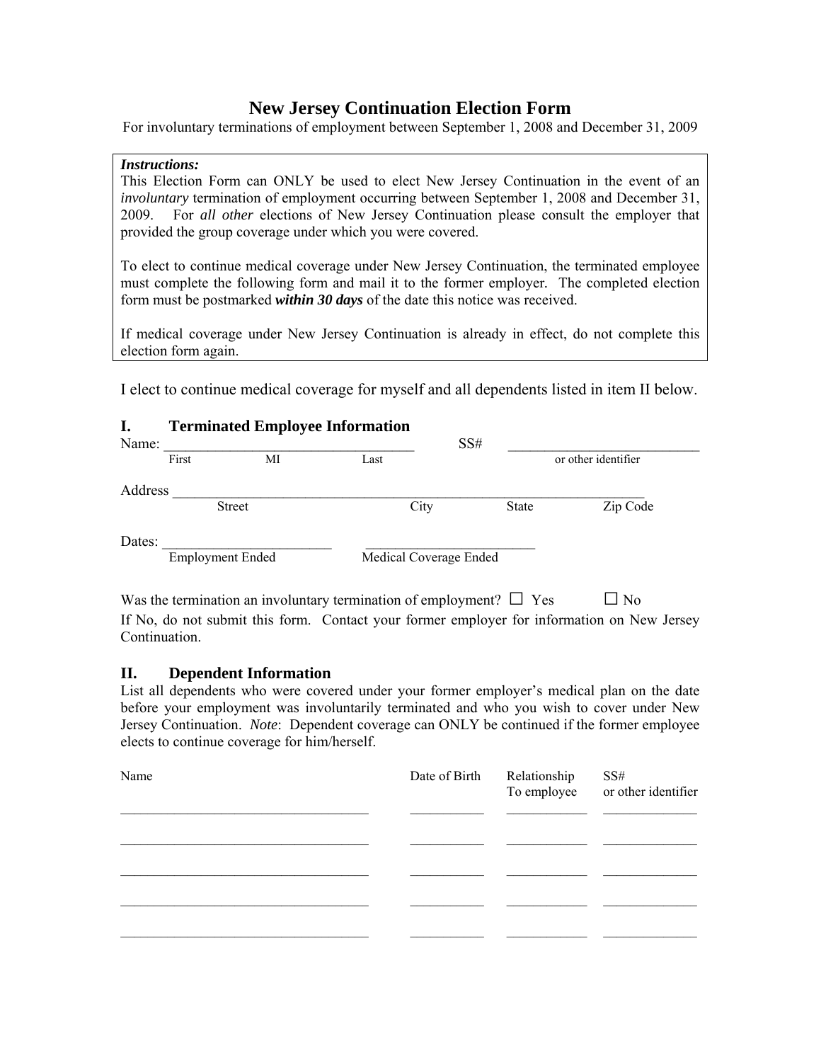# New Jersey Continuation Election Form

For involuntary terminations of employment between September 1, 2008 and December 31, 2009

> ***Instructions:***
> This Election Form can ONLY be used to elect New Jersey Continuation in the event of an *involuntary* termination of employment occurring between September 1, 2008 and December 31, 2009. For *all other* elections of New Jersey Continuation please consult the employer that provided the group coverage under which you were covered.
>
> To elect to continue medical coverage under New Jersey Continuation, the terminated employee must complete the following form and mail it to the former employer. The completed election form must be postmarked ***within 30 days*** of the date this notice was received.
>
> If medical coverage under New Jersey Continuation is already in effect, do not complete this election form again.

I elect to continue medical coverage for myself and all dependents listed in item II below.

## I. Terminated Employee Information

Name: ___________________________________ SS# ___________________________

First MI Last or other identifier

Address ___________________________________________________________________

Street City State Zip Code

Dates: ________________________ ________________________

Employment Ended Medical Coverage Ended

Was the termination an involuntary termination of employment? ☐ Yes ☐ No

If No, do not submit this form. Contact your former employer for information on New Jersey Continuation.

## II. Dependent Information

List all dependents who were covered under your former employer's medical plan on the date before your employment was involuntarily terminated and who you wish to cover under New Jersey Continuation. *Note*: Dependent coverage can ONLY be continued if the former employee elects to continue coverage for him/herself.

| Name | Date of Birth | Relationship To employee | SS# or other identifier |
|---|---|---|---|
| ___________________________________ | ___________ | ____________ | ______________ |
| ___________________________________ | ___________ | ____________ | ______________ |
| ___________________________________ | ___________ | ____________ | ______________ |
| ___________________________________ | ___________ | ____________ | ______________ |
| ___________________________________ | ___________ | ____________ | ______________ |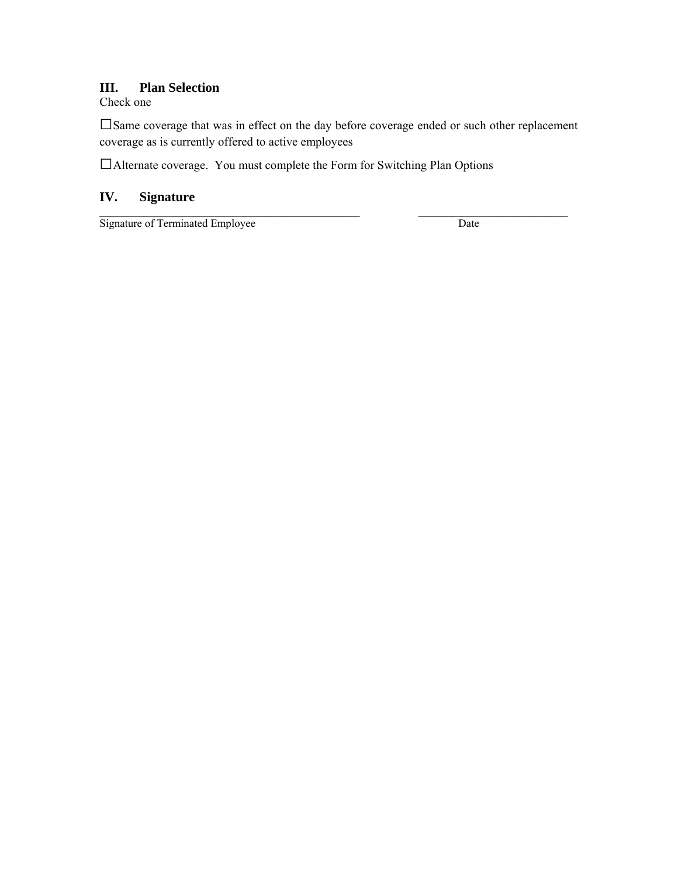## III. Plan Selection

Check one

☐Same coverage that was in effect on the day before coverage ended or such other replacement coverage as is currently offered to active employees

☐Alternate coverage. You must complete the Form for Switching Plan Options

## IV. Signature

_______________________________________________ ___________________________

Signature of Terminated Employee Date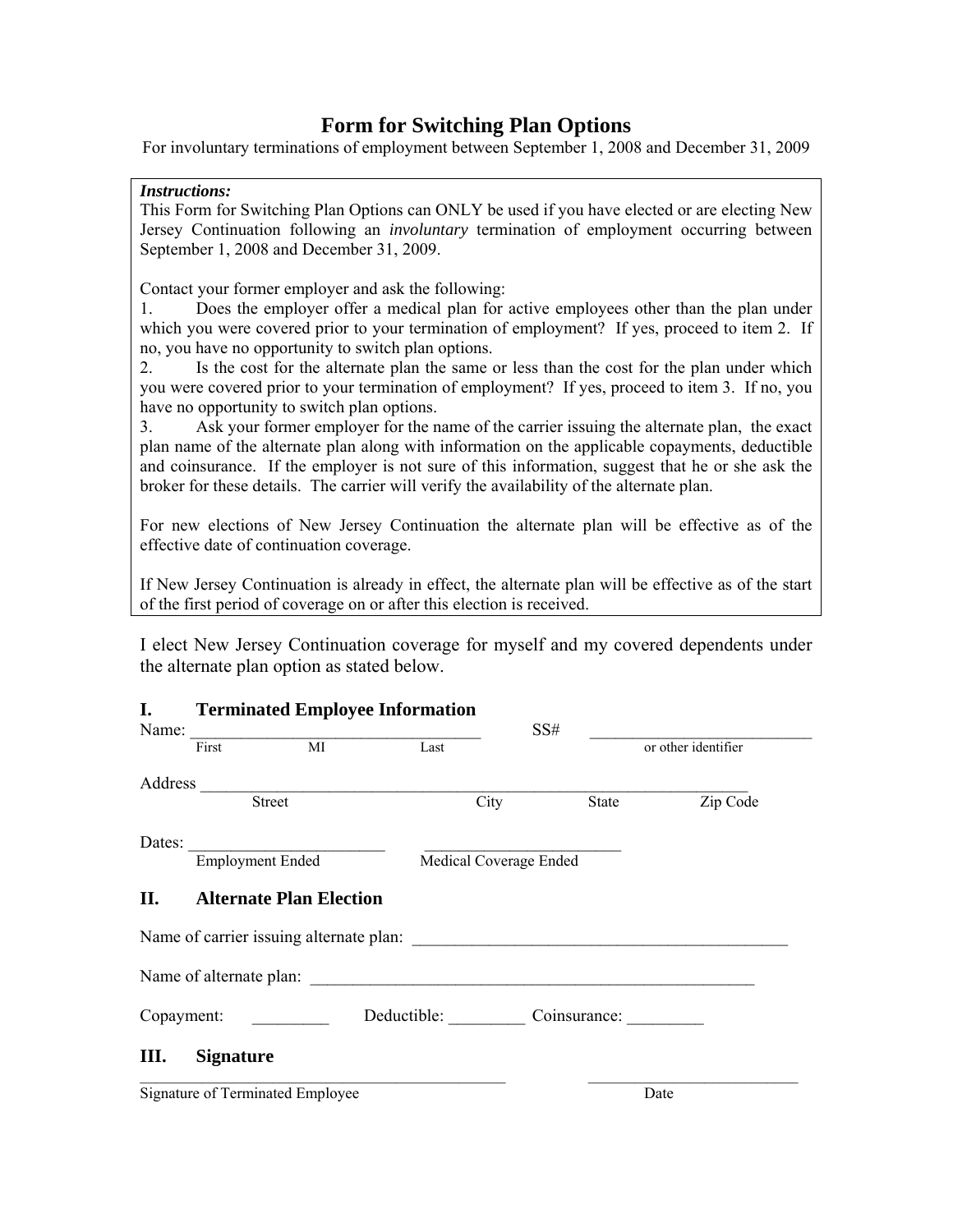# Form for Switching Plan Options

For involuntary terminations of employment between September 1, 2008 and December 31, 2009

***Instructions:***

This Form for Switching Plan Options can ONLY be used if you have elected or are electing New Jersey Continuation following an *involuntary* termination of employment occurring between September 1, 2008 and December 31, 2009.

Contact your former employer and ask the following:

1. Does the employer offer a medical plan for active employees other than the plan under which you were covered prior to your termination of employment? If yes, proceed to item 2. If no, you have no opportunity to switch plan options.
2. Is the cost for the alternate plan the same or less than the cost for the plan under which you were covered prior to your termination of employment? If yes, proceed to item 3. If no, you have no opportunity to switch plan options.
3. Ask your former employer for the name of the carrier issuing the alternate plan, the exact plan name of the alternate plan along with information on the applicable copayments, deductible and coinsurance. If the employer is not sure of this information, suggest that he or she ask the broker for these details. The carrier will verify the availability of the alternate plan.

For new elections of New Jersey Continuation the alternate plan will be effective as of the effective date of continuation coverage.

If New Jersey Continuation is already in effect, the alternate plan will be effective as of the start of the first period of coverage on or after this election is received.

I elect New Jersey Continuation coverage for myself and my covered dependents under the alternate plan option as stated below.

## I. Terminated Employee Information

Name: ____________________________________ SS# ____________________________

First MI Last or other identifier

Address ____________________________________________________________________

Street City State Zip Code

Dates: ________________________ ________________________

Employment Ended Medical Coverage Ended

## II. Alternate Plan Election

Name of carrier issuing alternate plan: ______________________________________________

Name of alternate plan: ______________________________________________________

Copayment: _________ Deductible: _________ Coinsurance: _________

## III. Signature

_____________________________________________ __________________________

Signature of Terminated Employee Date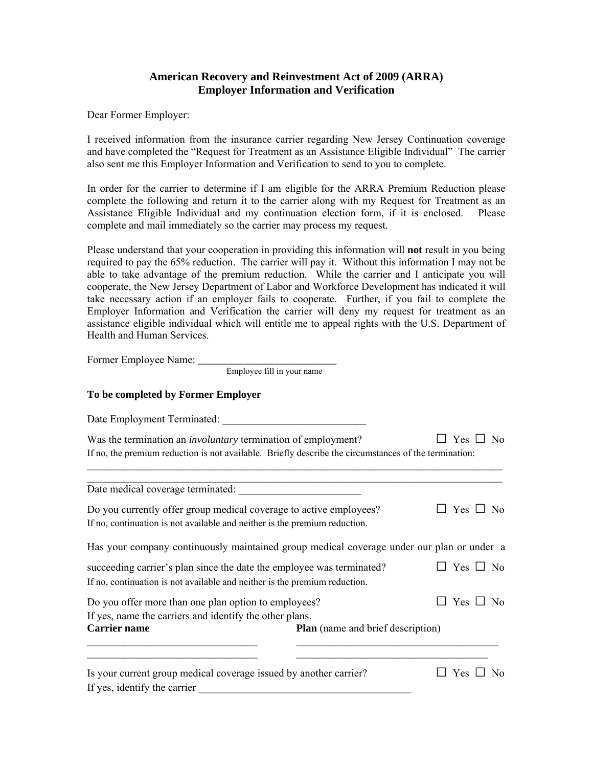## American Recovery and Reinvestment Act of 2009 (ARRA)
## Employer Information and Verification

Dear Former Employer:

I received information from the insurance carrier regarding New Jersey Continuation coverage and have completed the "Request for Treatment as an Assistance Eligible Individual" The carrier also sent me this Employer Information and Verification to send to you to complete.

In order for the carrier to determine if I am eligible for the ARRA Premium Reduction please complete the following and return it to the carrier along with my Request for Treatment as an Assistance Eligible Individual and my continuation election form, if it is enclosed. Please complete and mail immediately so the carrier may process my request.

Please understand that your cooperation in providing this information will **not** result in you being required to pay the 65% reduction. The carrier will pay it. Without this information I may not be able to take advantage of the premium reduction. While the carrier and I anticipate you will cooperate, the New Jersey Department of Labor and Workforce Development has indicated it will take necessary action if an employer fails to cooperate. Further, if you fail to complete the Employer Information and Verification the carrier will deny my request for treatment as an assistance eligible individual which will entitle me to appeal rights with the U.S. Department of Health and Human Services.

Former Employee Name: __________________________
Employee fill in your name

**To be completed by Former Employer**

Date Employment Terminated: ___________________________

Was the termination an *involuntary* termination of employment? ☐ Yes ☐ No
If no, the premium reduction is not available. Briefly describe the circumstances of the termination:

______________________________________________________________________________________

______________________________________________________________________________________

Date medical coverage terminated: _______________________

Do you currently offer group medical coverage to active employees? ☐ Yes ☐ No
If no, continuation is not available and neither is the premium reduction.

Has your company continuously maintained group medical coverage under our plan or under a succeeding carrier's plan since the date the employee was terminated? ☐ Yes ☐ No
If no, continuation is not available and neither is the premium reduction.

Do you offer more than one plan option to employees? ☐ Yes ☐ No
If yes, name the carriers and identify the other plans.

| **Carrier name** | **Plan** (name and brief description) |
|---|---|
| ________________________________ | ______________________________________ |
| ________________________________ | ______________________________________ |

Is your current group medical coverage issued by another carrier? ☐ Yes ☐ No
If yes, identify the carrier ________________________________________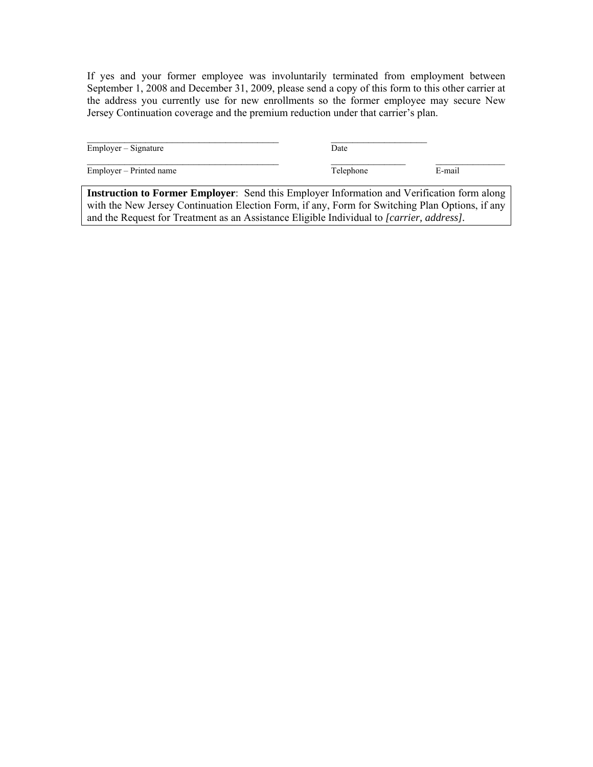If yes and your former employee was involuntarily terminated from employment between September 1, 2008 and December 31, 2009, please send a copy of this form to this other carrier at the address you currently use for new enrollments so the former employee may secure New Jersey Continuation coverage and the premium reduction under that carrier's plan.

\_\_\_\_\_\_\_\_\_\_\_\_\_\_\_\_\_\_\_\_\_\_\_\_\_\_\_\_\_\_\_\_\_\_\_\_\_\_\_\_\_\_ &nbsp;&nbsp;&nbsp;&nbsp; \_\_\_\_\_\_\_\_\_\_\_\_\_\_\_\_\_\_\_\_\_
Employer – Signature &nbsp;&nbsp;&nbsp;&nbsp; Date

\_\_\_\_\_\_\_\_\_\_\_\_\_\_\_\_\_\_\_\_\_\_\_\_\_\_\_\_\_\_\_\_\_\_\_\_\_\_\_\_\_\_ &nbsp;&nbsp;&nbsp;&nbsp; \_\_\_\_\_\_\_\_\_\_\_\_\_\_\_\_\_ &nbsp;&nbsp;&nbsp;&nbsp; \_\_\_\_\_\_\_\_\_\_\_\_\_\_\_\_
Employer – Printed name &nbsp;&nbsp;&nbsp;&nbsp; Telephone &nbsp;&nbsp;&nbsp;&nbsp; E-mail

**Instruction to Former Employer**: Send this Employer Information and Verification form along with the New Jersey Continuation Election Form, if any, Form for Switching Plan Options, if any and the Request for Treatment as an Assistance Eligible Individual to *[carrier, address]*.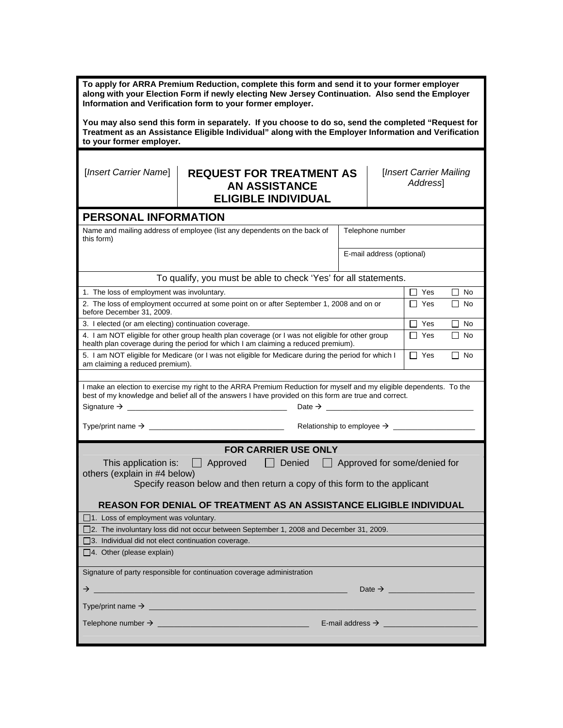**To apply for ARRA Premium Reduction, complete this form and send it to your former employer along with your Election Form if newly electing New Jersey Continuation. Also send the Employer Information and Verification form to your former employer.**

**You may also send this form in separately. If you choose to do so, send the completed "Request for Treatment as an Assistance Eligible Individual" along with the Employer Information and Verification to your former employer.**

| [*Insert Carrier Name*] | **REQUEST FOR TREATMENT AS AN ASSISTANCE ELIGIBLE INDIVIDUAL** | [*Insert Carrier Mailing Address*] |
|---|---|---|

## PERSONAL INFORMATION

| Name and mailing address of employee (list any dependents on the back of this form) | Telephone number |
|---|---|
| | E-mail address (optional) |

To qualify, you must be able to check 'Yes' for all statements.

| Statement | Yes | No |
|---|---|---|
| 1. The loss of employment was involuntary. | ☐ Yes | ☐ No |
| 2. The loss of employment occurred at some point on or after September 1, 2008 and on or before December 31, 2009. | ☐ Yes | ☐ No |
| 3. I elected (or am electing) continuation coverage. | ☐ Yes | ☐ No |
| 4. I am NOT eligible for other group health plan coverage (or I was not eligible for other group health plan coverage during the period for which I am claiming a reduced premium). | ☐ Yes | ☐ No |
| 5. I am NOT eligible for Medicare (or I was not eligible for Medicare during the period for which I am claiming a reduced premium). | ☐ Yes | ☐ No |

I make an election to exercise my right to the ARRA Premium Reduction for myself and my eligible dependents. To the best of my knowledge and belief all of the answers I have provided on this form are true and correct.

Signature → ______________________________ Date → ______________________________

Type/print name → ______________________________ Relationship to employee → ____________________

### FOR CARRIER USE ONLY

This application is: ☐ Approved ☐ Denied ☐ Approved for some/denied for others (explain in #4 below)

Specify reason below and then return a copy of this form to the applicant

### REASON FOR DENIAL OF TREATMENT AS AN ASSISTANCE ELIGIBLE INDIVIDUAL

☐1. Loss of employment was voluntary.

☐2. The involuntary loss did not occur between September 1, 2008 and December 31, 2009.

☐3. Individual did not elect continuation coverage.

☐4. Other (please explain)

Signature of party responsible for continuation coverage administration

→ ______________________________________________________ Date → ____________________

Type/print name → ______________________________________________________________________

Telephone number → ______________________________ E-mail address → ______________________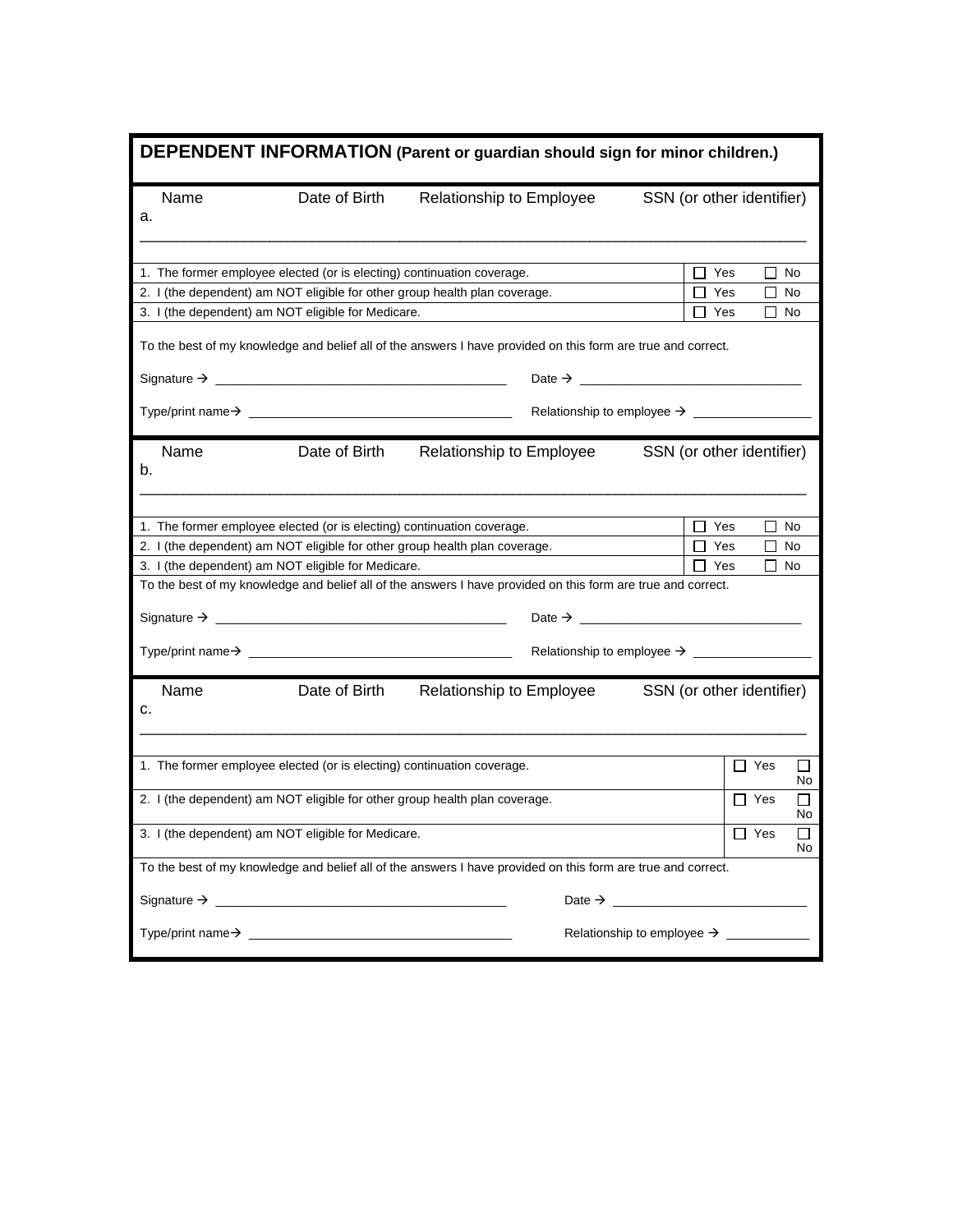## DEPENDENT INFORMATION (Parent or guardian should sign for minor children.)

| Name | Date of Birth | Relationship to Employee | SSN (or other identifier) |
|---|---|---|---|
| a. | | | |

| | |
|---|---|
| 1. The former employee elected (or is electing) continuation coverage. | ☐ Yes ☐ No |
| 2. I (the dependent) am NOT eligible for other group health plan coverage. | ☐ Yes ☐ No |
| 3. I (the dependent) am NOT eligible for Medicare. | ☐ Yes ☐ No |

To the best of my knowledge and belief all of the answers I have provided on this form are true and correct.

Signature → ______________________________ Date → ______________________________

Type/print name→ ______________________________ Relationship to employee → ______________

| Name | Date of Birth | Relationship to Employee | SSN (or other identifier) |
|---|---|---|---|
| b. | | | |

| | |
|---|---|
| 1. The former employee elected (or is electing) continuation coverage. | ☐ Yes ☐ No |
| 2. I (the dependent) am NOT eligible for other group health plan coverage. | ☐ Yes ☐ No |
| 3. I (the dependent) am NOT eligible for Medicare. | ☐ Yes ☐ No |

To the best of my knowledge and belief all of the answers I have provided on this form are true and correct.

Signature → ______________________________ Date → ______________________________

Type/print name→ ______________________________ Relationship to employee → ______________

| Name | Date of Birth | Relationship to Employee | SSN (or other identifier) |
|---|---|---|---|
| c. | | | |

| | |
|---|---|
| 1. The former employee elected (or is electing) continuation coverage. | ☐ Yes ☐ No |
| 2. I (the dependent) am NOT eligible for other group health plan coverage. | ☐ Yes ☐ No |
| 3. I (the dependent) am NOT eligible for Medicare. | ☐ Yes ☐ No |

To the best of my knowledge and belief all of the answers I have provided on this form are true and correct.

Signature → ______________________________ Date → ______________________________

Type/print name→ ______________________________ Relationship to employee → ______________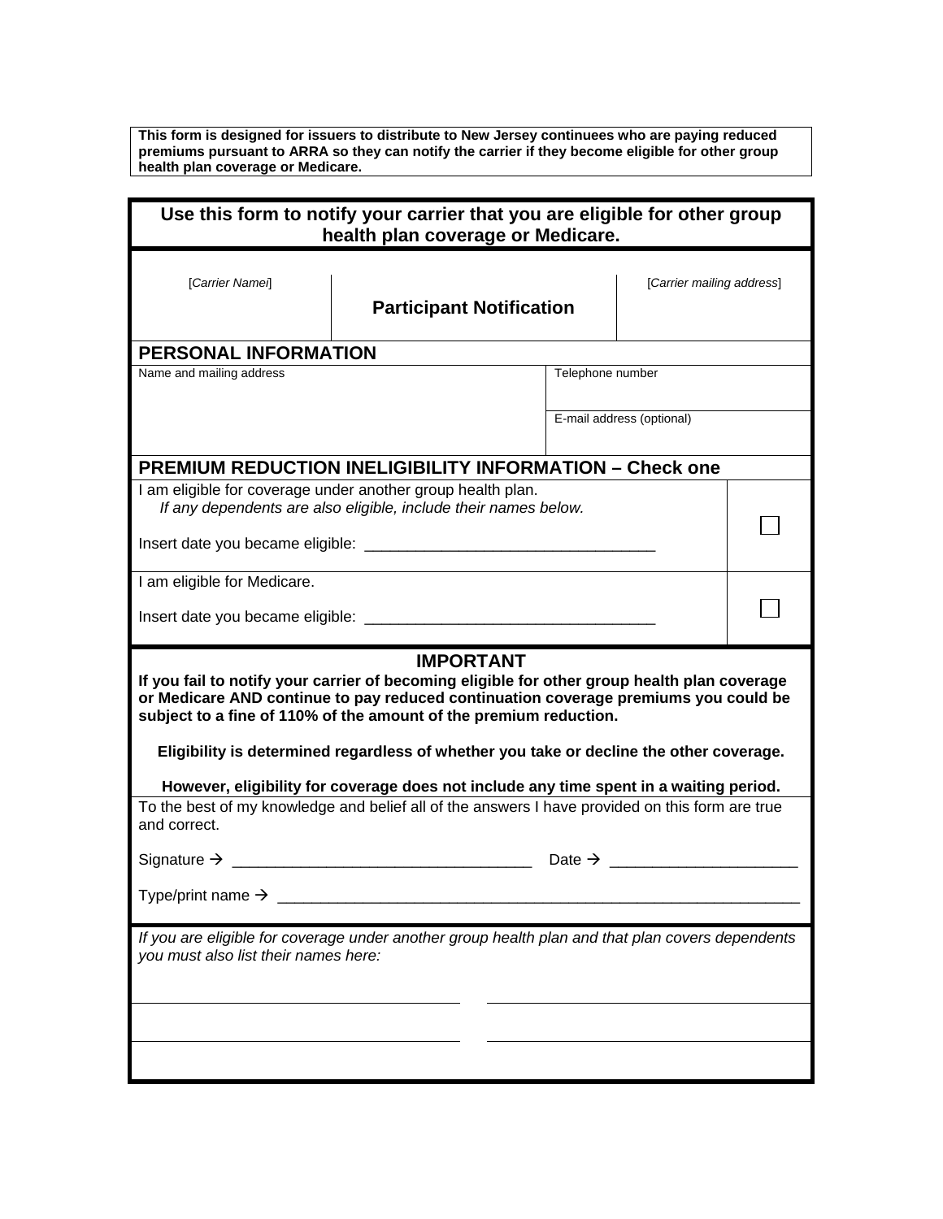**This form is designed for issuers to distribute to New Jersey continuees who are paying reduced premiums pursuant to ARRA so they can notify the carrier if they become eligible for other group health plan coverage or Medicare.**

## Use this form to notify your carrier that you are eligible for other group health plan coverage or Medicare.

| [*Carrier Namei*] | **Participant Notification** | [*Carrier mailing address*] |
|---|---|---|

### PERSONAL INFORMATION

| Name and mailing address | Telephone number |
|---|---|
| | E-mail address (optional) |

### PREMIUM REDUCTION INELIGIBILITY INFORMATION – Check one

| | |
|---|---|
| I am eligible for coverage under another group health plan. *If any dependents are also eligible, include their names below.* Insert date you became eligible: ______________________________ | ☐ |
| I am eligible for Medicare. Insert date you became eligible: ______________________________ | ☐ |

**IMPORTANT**

**If you fail to notify your carrier of becoming eligible for other group health plan coverage or Medicare AND continue to pay reduced continuation coverage premiums you could be subject to a fine of 110% of the amount of the premium reduction.**

**Eligibility is determined regardless of whether you take or decline the other coverage.**

**However, eligibility for coverage does not include any time spent in a waiting period.**

To the best of my knowledge and belief all of the answers I have provided on this form are true and correct.

Signature → ______________________________ Date → ____________________

Type/print name → ______________________________________________________

*If you are eligible for coverage under another group health plan and that plan covers dependents you must also list their names here:*

______________________________ ______________________________

______________________________ ______________________________